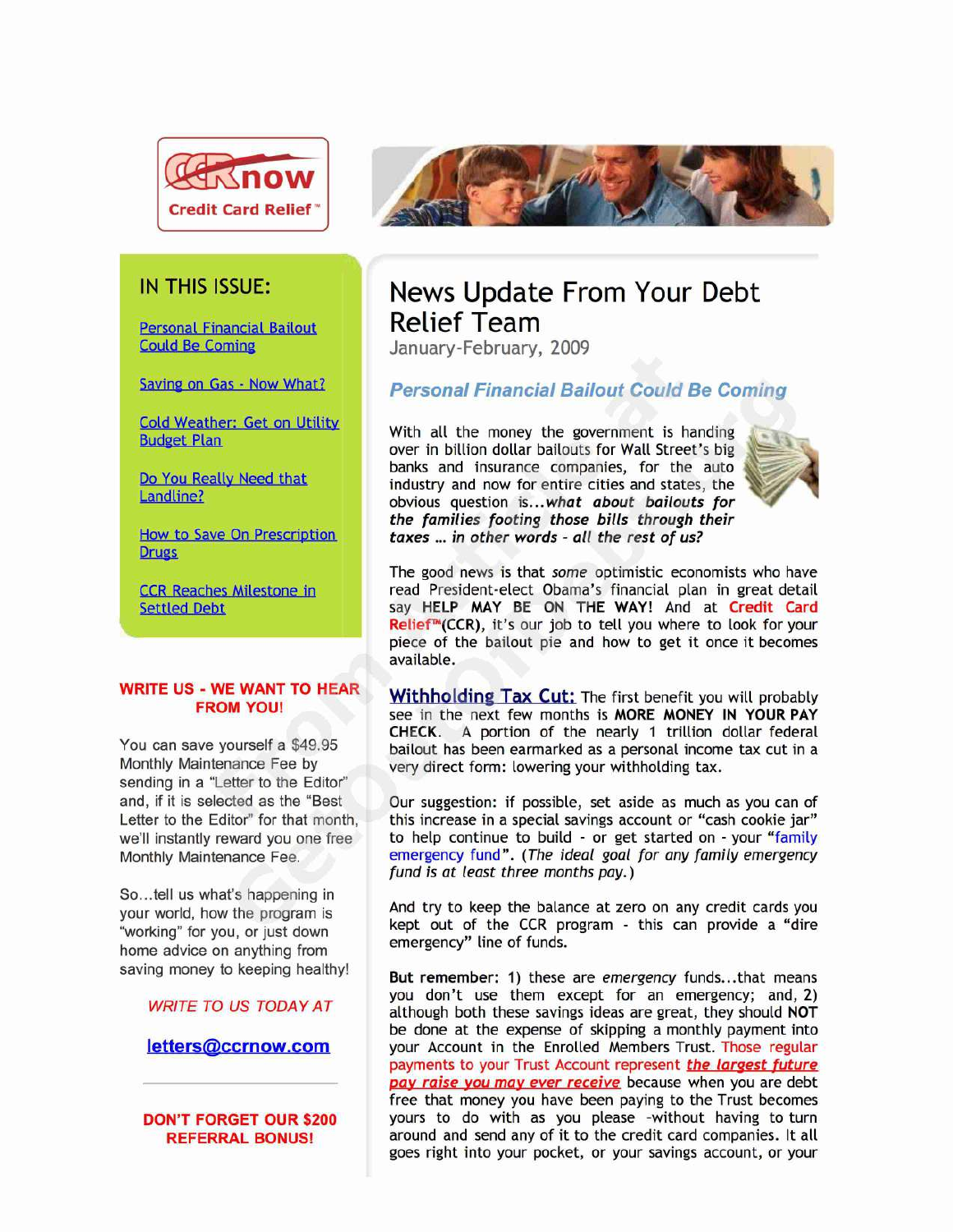CCRnow Credit Card Relief™

## IN THIS ISSUE:

- Personal Financial Bailout Could Be Coming
- Saving on Gas - Now What?
- Cold Weather: Get on Utility Budget Plan
- Do You Really Need that Landline?
- How to Save On Prescription Drugs
- CCR Reaches Milestone in Settled Debt

# News Update From Your Debt Relief Team

January-February, 2009

## *Personal Financial Bailout Could Be Coming*

With all the money the government is handing over in billion dollar bailouts for Wall Street's big banks and insurance companies, for the auto industry and now for entire cities and states, the obvious question is...***what about bailouts for the families footing those bills through their taxes ... in other words - all the rest of us?***

The good news is that *some* optimistic economists who have read President-elect Obama's financial plan in great detail say **HELP MAY BE ON THE WAY!** And at **Credit Card Relief™(CCR)**, it's our job to tell you where to look for your piece of the bailout pie and how to get it once it becomes available.

**Withholding Tax Cut:** The first benefit you will probably see in the next few months is **MORE MONEY IN YOUR PAY CHECK**. A portion of the nearly 1 trillion dollar federal bailout has been earmarked as a personal income tax cut in a very direct form: lowering your withholding tax.

Our suggestion: if possible, set aside as much as you can of this increase in a special savings account or "cash cookie jar" to help continue to build - or get started on - your "family emergency fund". (*The ideal goal for any family emergency fund is at least three months pay.*)

And try to keep the balance at zero on any credit cards you kept out of the CCR program - this can provide a "dire emergency" line of funds.

**But remember:** 1) these are *emergency* funds...that means you don't use them except for an emergency; and, 2) although both these savings ideas are great, they should **NOT** be done at the expense of skipping a monthly payment into your Account in the Enrolled Members Trust. Those regular payments to your Trust Account represent ***the largest future pay raise you may ever receive*** because when you are debt free that money you have been paying to the Trust becomes yours to do with as you please -without having to turn around and send any of it to the credit card companies. It all goes right into your pocket, or your savings account, or your

**WRITE US - WE WANT TO HEAR FROM YOU!**

You can save yourself a $49.95 Monthly Maintenance Fee by sending in a "Letter to the Editor" and, if it is selected as the "Best Letter to the Editor" for that month, we'll instantly reward you one free Monthly Maintenance Fee.

So...tell us what's happening in your world, how the program is "working" for you, or just down home advice on anything from saving money to keeping healthy!

*WRITE TO US TODAY AT*

**letters@ccrnow.com**

---

**DON'T FORGET OUR $200 REFERRAL BONUS!**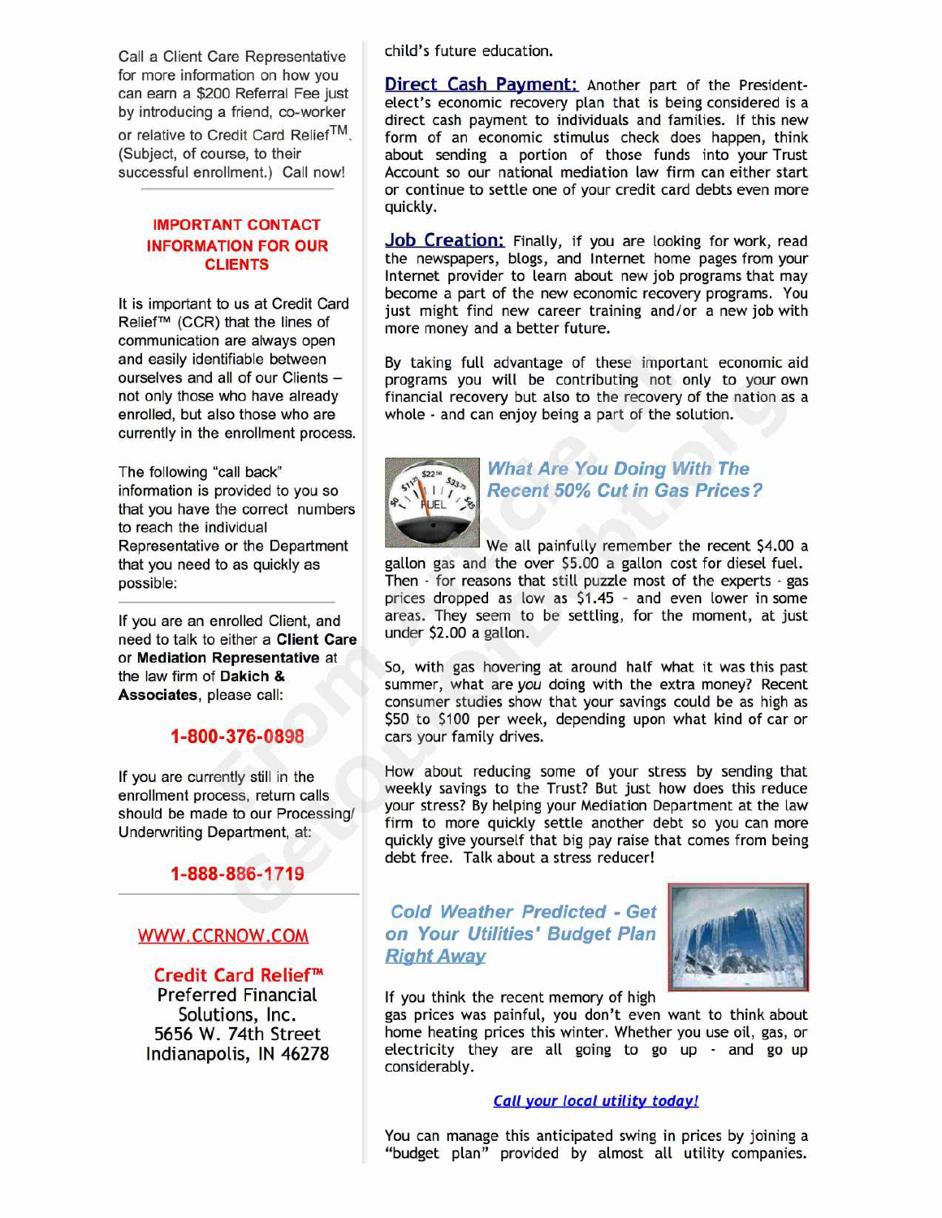Call a Client Care Representative for more information on how you can earn a $200 Referral Fee just by introducing a friend, co-worker or relative to Credit Card Relief™. (Subject, of course, to their successful enrollment.) Call now!

**IMPORTANT CONTACT INFORMATION FOR OUR CLIENTS**

It is important to us at Credit Card Relief™ (CCR) that the lines of communication are always open and easily identifiable between ourselves and all of our Clients – not only those who have already enrolled, but also those who are currently in the enrollment process.

The following "call back" information is provided to you so that you have the correct numbers to reach the individual Representative or the Department that you need to as quickly as possible:

If you are an enrolled Client, and need to talk to either a **Client Care** or **Mediation Representative** at the law firm of **Dakich & Associates**, please call:

**1-800-376-0898**

If you are currently still in the enrollment process, return calls should be made to our Processing/ Underwriting Department, at:

**1-888-886-1719**

WWW.CCRNOW.COM

**Credit Card Relief™**
Preferred Financial Solutions, Inc.
5656 W. 74th Street
Indianapolis, IN 46278

child's future education.

**Direct Cash Payment:** Another part of the President-elect's economic recovery plan that is being considered is a direct cash payment to individuals and families. If this new form of an economic stimulus check does happen, think about sending a portion of those funds into your Trust Account so our national mediation law firm can either start or continue to settle one of your credit card debts even more quickly.

**Job Creation:** Finally, if you are looking for work, read the newspapers, blogs, and Internet home pages from your Internet provider to learn about new job programs that may become a part of the new economic recovery programs. You just might find new career training and/or a new job with more money and a better future.

By taking full advantage of these important economic aid programs you will be contributing not only to your own financial recovery but also to the recovery of the nation as a whole - and can enjoy being a part of the solution.

## *What Are You Doing With The Recent 50% Cut in Gas Prices?*

We all painfully remember the recent $4.00 a gallon gas and the over $5.00 a gallon cost for diesel fuel. Then - for reasons that still puzzle most of the experts - gas prices dropped as low as $1.45 - and even lower in some areas. They seem to be settling, for the moment, at just under $2.00 a gallon.

So, with gas hovering at around half what it was this past summer, what are *you* doing with the extra money? Recent consumer studies show that your savings could be as high as $50 to $100 per week, depending upon what kind of car or cars your family drives.

How about reducing some of your stress by sending that weekly savings to the Trust? But just how does this reduce your stress? By helping your Mediation Department at the law firm to more quickly settle another debt so you can more quickly give yourself that big pay raise that comes from being debt free. Talk about a stress reducer!

## *Cold Weather Predicted - Get on Your Utilities' Budget Plan Right Away*

If you think the recent memory of high gas prices was painful, you don't even want to think about home heating prices this winter. Whether you use oil, gas, or electricity they are all going to go up - and go up considerably.

***Call your local utility today!***

You can manage this anticipated swing in prices by joining a "budget plan" provided by almost all utility companies.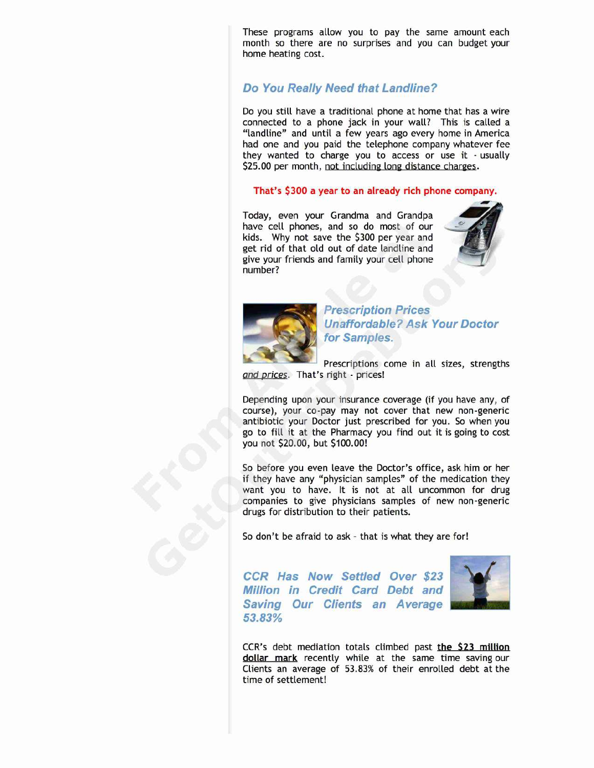These programs allow you to pay the same amount each month so there are no surprises and you can budget your home heating cost.

## *Do You Really Need that Landline?*

Do you still have a traditional phone at home that has a wire connected to a phone jack in your wall? This is called a "landline" and until a few years ago every home in America had one and you paid the telephone company whatever fee they wanted to charge you to access or use it - usually $25.00 per month, not including long distance charges.

**That's $300 a year to an already rich phone company.**

Today, even your Grandma and Grandpa have cell phones, and so do most of our kids. Why not save the $300 per year and get rid of that old out of date landline and give your friends and family your cell phone number?

## *Prescription Prices Unaffordable? Ask Your Doctor for Samples.*

Prescriptions come in all sizes, strengths *and prices*. That's right - prices!

Depending upon your insurance coverage (if you have any, of course), your co-pay may not cover that new non-generic antibiotic your Doctor just prescribed for you. So when you go to fill it at the Pharmacy you find out it is going to cost you not $20.00, but $100.00!

So before you even leave the Doctor's office, ask him or her if they have any "physician samples" of the medication they want you to have. It is not at all uncommon for drug companies to give physicians samples of new non-generic drugs for distribution to their patients.

So don't be afraid to ask - that is what they are for!

## *CCR Has Now Settled Over $23 Million in Credit Card Debt and Saving Our Clients an Average 53.83%*

CCR's debt mediation totals climbed past **the $23 million dollar mark** recently while at the same time saving our Clients an average of 53.83% of their enrolled debt at the time of settlement!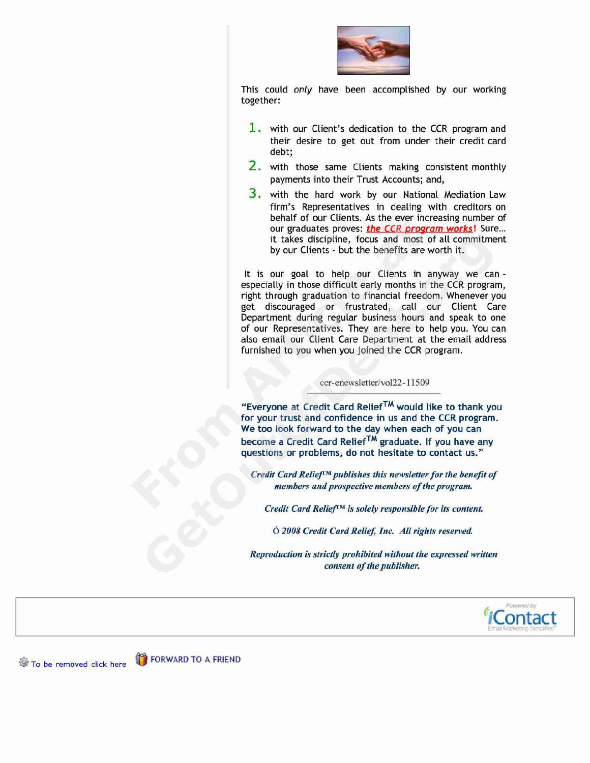This could *only* have been accomplished by our working together:

1. with our Client's dedication to the CCR program and their desire to get out from under their credit card debt;
2. with those same Clients making consistent monthly payments into their Trust Accounts; and,
3. with the hard work by our National Mediation Law firm's Representatives in dealing with creditors on behalf of our Clients. As the ever increasing number of our graduates proves: ***the CCR program works***! Sure... it takes discipline, focus and most of all commitment by our Clients - but the benefits are worth it.

It is our goal to help our Clients in anyway we can - especially in those difficult early months in the CCR program, right through graduation to financial freedom. Whenever you get discouraged or frustrated, call our Client Care Department during regular business hours and speak to one of our Representatives. They are here to help you. You can also email our Client Care Department at the email address furnished to you when you joined the CCR program.

ccr-enewsletter/vol22-11509

---

**"Everyone at Credit Card Relief™ would like to thank you for your trust and confidence in us and the CCR program. We too look forward to the day when each of you can become a Credit Card Relief™ graduate. If you have any questions or problems, do not hesitate to contact us."**

***Credit Card Relief™ publishes this newsletter for the benefit of members and prospective members of the program.***

***Credit Card Relief™ is solely responsible for its content.***

***Ó 2008 Credit Card Relief, Inc. All rights reserved.***

***Reproduction is strictly prohibited without the expressed written consent of the publisher.***

Powered by iContact Email Marketing Simplified

To be removed click here FORWARD TO A FRIEND